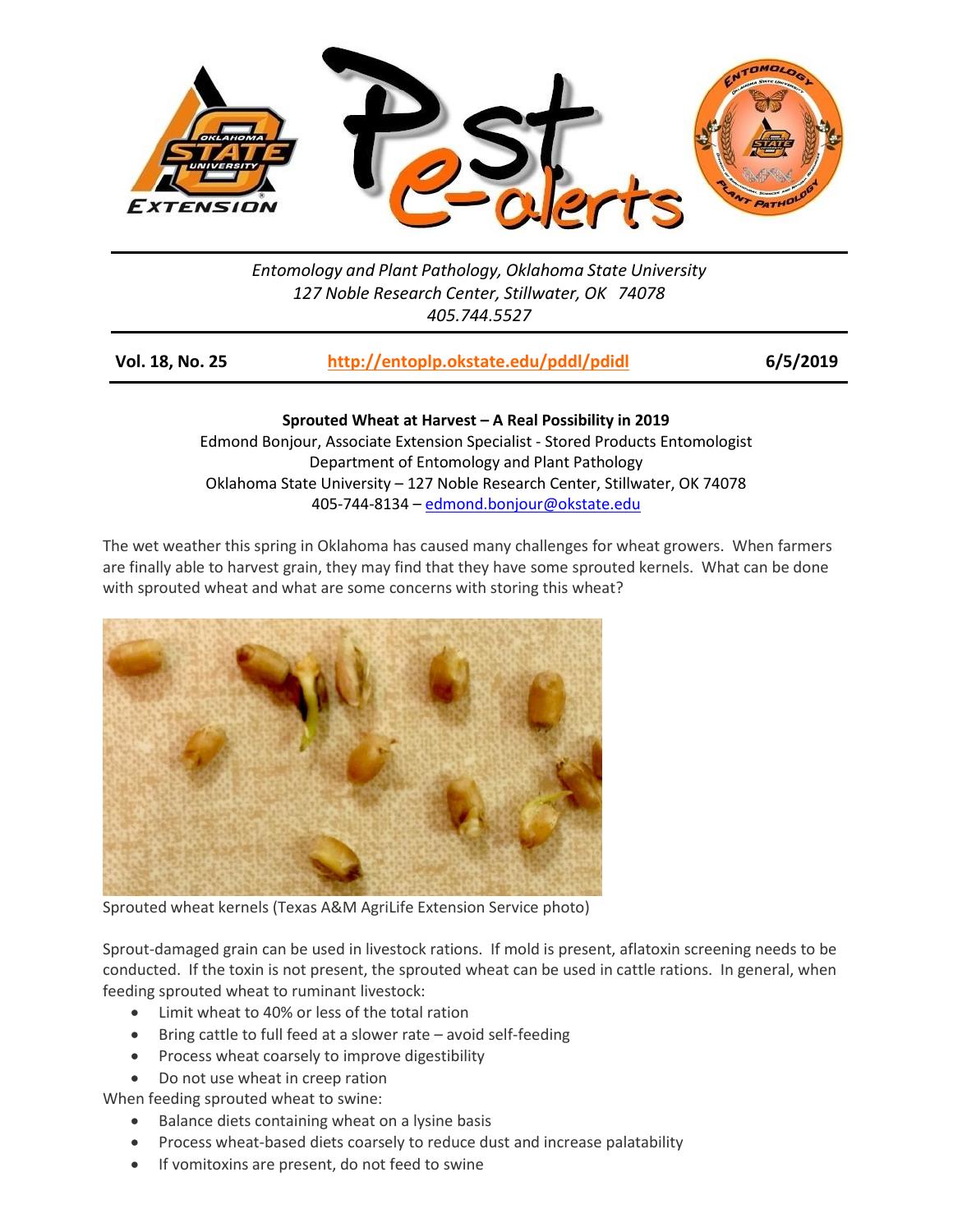*Entomology and Plant Pathology, Oklahoma State University*
*127 Noble Research Center, Stillwater, OK 74078*
*405.744.5527*

**Vol. 18, No. 25** **http://entoplp.okstate.edu/pddl/pdidl** **6/5/2019**

**Sprouted Wheat at Harvest – A Real Possibility in 2019**

Edmond Bonjour, Associate Extension Specialist - Stored Products Entomologist
Department of Entomology and Plant Pathology
Oklahoma State University – 127 Noble Research Center, Stillwater, OK 74078
405-744-8134 – edmond.bonjour@okstate.edu

The wet weather this spring in Oklahoma has caused many challenges for wheat growers. When farmers are finally able to harvest grain, they may find that they have some sprouted kernels. What can be done with sprouted wheat and what are some concerns with storing this wheat?

Sprouted wheat kernels (Texas A&M AgriLife Extension Service photo)

Sprout-damaged grain can be used in livestock rations. If mold is present, aflatoxin screening needs to be conducted. If the toxin is not present, the sprouted wheat can be used in cattle rations. In general, when feeding sprouted wheat to ruminant livestock:

- Limit wheat to 40% or less of the total ration
- Bring cattle to full feed at a slower rate – avoid self-feeding
- Process wheat coarsely to improve digestibility
- Do not use wheat in creep ration

When feeding sprouted wheat to swine:

- Balance diets containing wheat on a lysine basis
- Process wheat-based diets coarsely to reduce dust and increase palatability
- If vomitoxins are present, do not feed to swine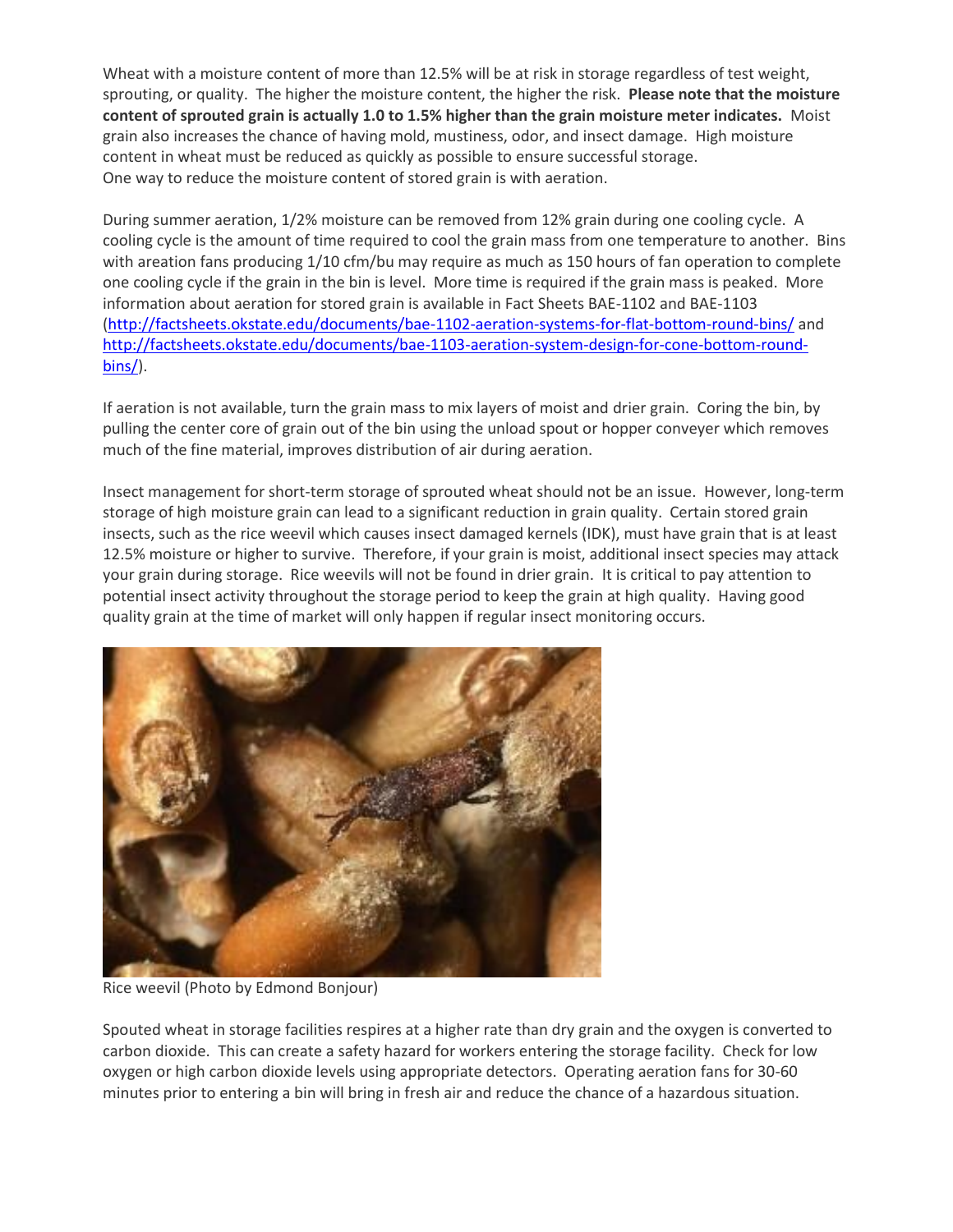Wheat with a moisture content of more than 12.5% will be at risk in storage regardless of test weight, sprouting, or quality. The higher the moisture content, the higher the risk. **Please note that the moisture content of sprouted grain is actually 1.0 to 1.5% higher than the grain moisture meter indicates.** Moist grain also increases the chance of having mold, mustiness, odor, and insect damage. High moisture content in wheat must be reduced as quickly as possible to ensure successful storage.
One way to reduce the moisture content of stored grain is with aeration.

During summer aeration, 1/2% moisture can be removed from 12% grain during one cooling cycle. A cooling cycle is the amount of time required to cool the grain mass from one temperature to another. Bins with areation fans producing 1/10 cfm/bu may require as much as 150 hours of fan operation to complete one cooling cycle if the grain in the bin is level. More time is required if the grain mass is peaked. More information about aeration for stored grain is available in Fact Sheets BAE-1102 and BAE-1103 (http://factsheets.okstate.edu/documents/bae-1102-aeration-systems-for-flat-bottom-round-bins/ and http://factsheets.okstate.edu/documents/bae-1103-aeration-system-design-for-cone-bottom-round-bins/).

If aeration is not available, turn the grain mass to mix layers of moist and drier grain. Coring the bin, by pulling the center core of grain out of the bin using the unload spout or hopper conveyer which removes much of the fine material, improves distribution of air during aeration.

Insect management for short-term storage of sprouted wheat should not be an issue. However, long-term storage of high moisture grain can lead to a significant reduction in grain quality. Certain stored grain insects, such as the rice weevil which causes insect damaged kernels (IDK), must have grain that is at least 12.5% moisture or higher to survive. Therefore, if your grain is moist, additional insect species may attack your grain during storage. Rice weevils will not be found in drier grain. It is critical to pay attention to potential insect activity throughout the storage period to keep the grain at high quality. Having good quality grain at the time of market will only happen if regular insect monitoring occurs.

Rice weevil (Photo by Edmond Bonjour)

Spouted wheat in storage facilities respires at a higher rate than dry grain and the oxygen is converted to carbon dioxide. This can create a safety hazard for workers entering the storage facility. Check for low oxygen or high carbon dioxide levels using appropriate detectors. Operating aeration fans for 30-60 minutes prior to entering a bin will bring in fresh air and reduce the chance of a hazardous situation.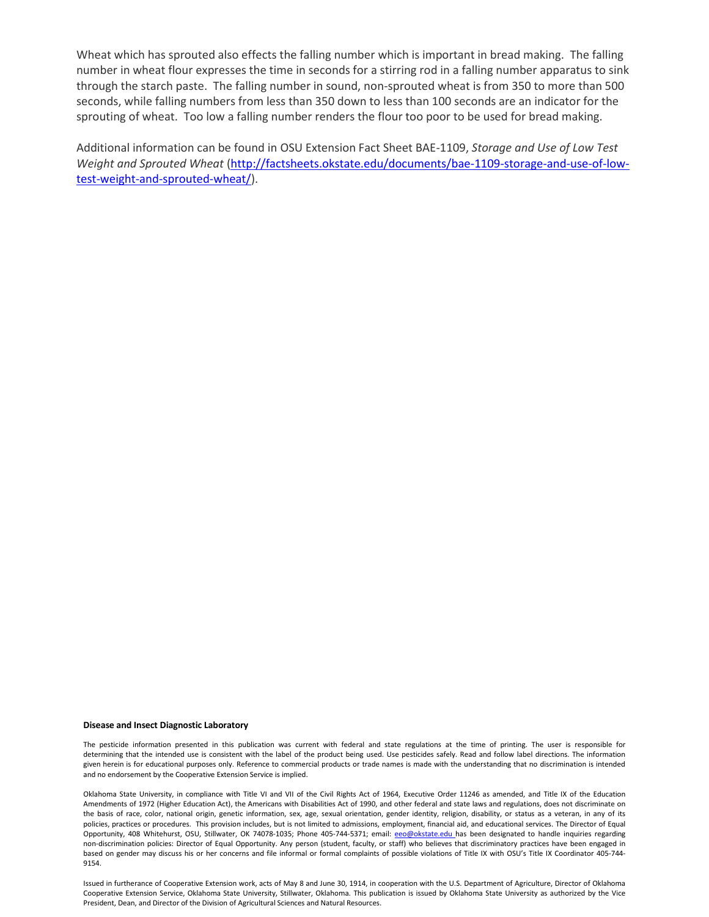Wheat which has sprouted also effects the falling number which is important in bread making. The falling number in wheat flour expresses the time in seconds for a stirring rod in a falling number apparatus to sink through the starch paste. The falling number in sound, non-sprouted wheat is from 350 to more than 500 seconds, while falling numbers from less than 350 down to less than 100 seconds are an indicator for the sprouting of wheat. Too low a falling number renders the flour too poor to be used for bread making.

Additional information can be found in OSU Extension Fact Sheet BAE-1109, *Storage and Use of Low Test Weight and Sprouted Wheat* (http://factsheets.okstate.edu/documents/bae-1109-storage-and-use-of-low-test-weight-and-sprouted-wheat/).

**Disease and Insect Diagnostic Laboratory**

The pesticide information presented in this publication was current with federal and state regulations at the time of printing. The user is responsible for determining that the intended use is consistent with the label of the product being used. Use pesticides safely. Read and follow label directions. The information given herein is for educational purposes only. Reference to commercial products or trade names is made with the understanding that no discrimination is intended and no endorsement by the Cooperative Extension Service is implied.

Oklahoma State University, in compliance with Title VI and VII of the Civil Rights Act of 1964, Executive Order 11246 as amended, and Title IX of the Education Amendments of 1972 (Higher Education Act), the Americans with Disabilities Act of 1990, and other federal and state laws and regulations, does not discriminate on the basis of race, color, national origin, genetic information, sex, age, sexual orientation, gender identity, religion, disability, or status as a veteran, in any of its policies, practices or procedures. This provision includes, but is not limited to admissions, employment, financial aid, and educational services. The Director of Equal Opportunity, 408 Whitehurst, OSU, Stillwater, OK 74078-1035; Phone 405-744-5371; email: eeo@okstate.edu has been designated to handle inquiries regarding non-discrimination policies: Director of Equal Opportunity. Any person (student, faculty, or staff) who believes that discriminatory practices have been engaged in based on gender may discuss his or her concerns and file informal or formal complaints of possible violations of Title IX with OSU's Title IX Coordinator 405-744-9154.

Issued in furtherance of Cooperative Extension work, acts of May 8 and June 30, 1914, in cooperation with the U.S. Department of Agriculture, Director of Oklahoma Cooperative Extension Service, Oklahoma State University, Stillwater, Oklahoma. This publication is issued by Oklahoma State University as authorized by the Vice President, Dean, and Director of the Division of Agricultural Sciences and Natural Resources.